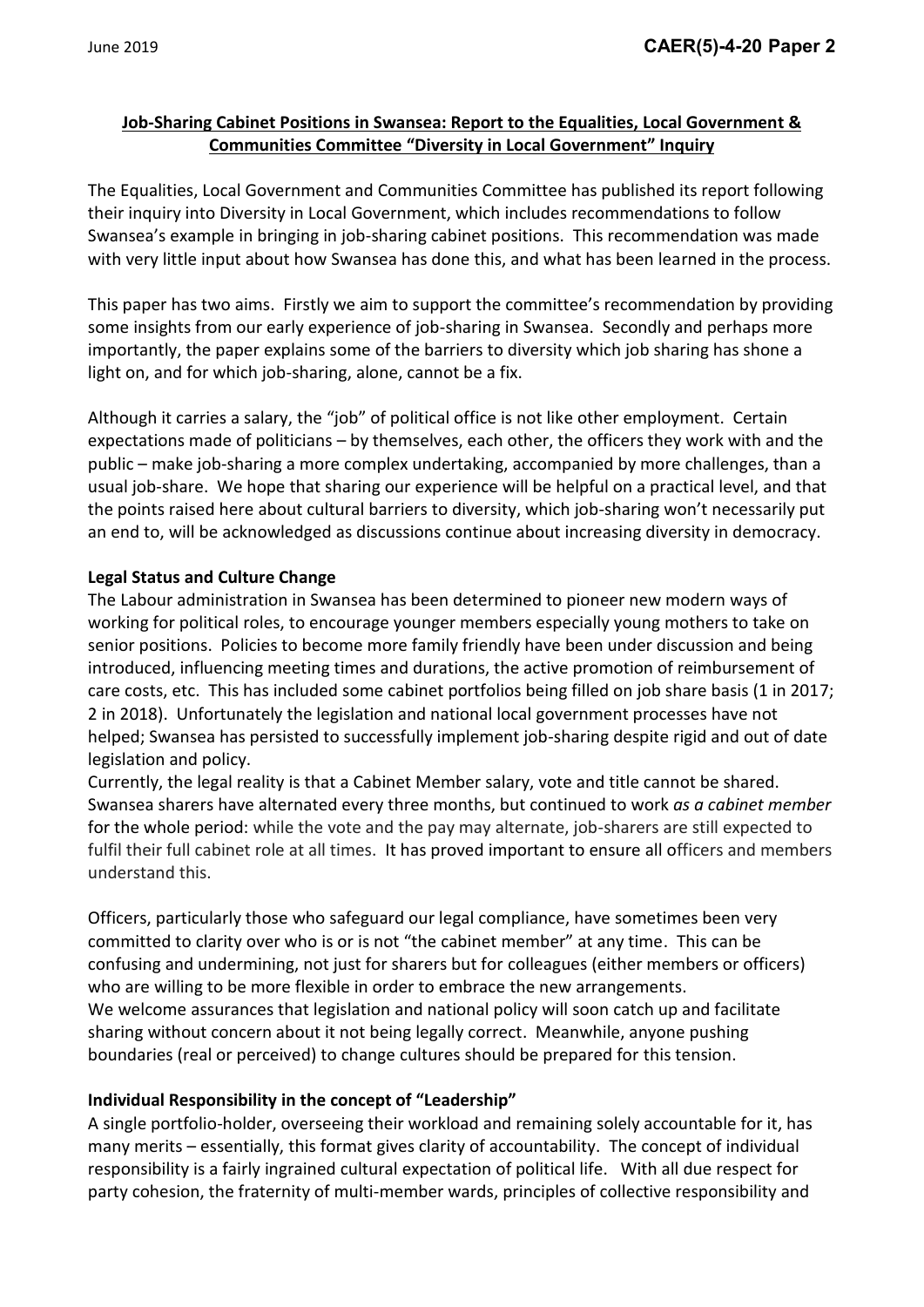**Job-Sharing Cabinet Positions in Swansea: Report to the Equalities, Local Government & Communities Committee "Diversity in Local Government" Inquiry**

The Equalities, Local Government and Communities Committee has published its report following their inquiry into Diversity in Local Government, which includes recommendations to follow Swansea's example in bringing in job-sharing cabinet positions. This recommendation was made with very little input about how Swansea has done this, and what has been learned in the process.

This paper has two aims. Firstly we aim to support the committee's recommendation by providing some insights from our early experience of job-sharing in Swansea. Secondly and perhaps more importantly, the paper explains some of the barriers to diversity which job sharing has shone a light on, and for which job-sharing, alone, cannot be a fix.

Although it carries a salary, the "job" of political office is not like other employment. Certain expectations made of politicians – by themselves, each other, the officers they work with and the public – make job-sharing a more complex undertaking, accompanied by more challenges, than a usual job-share. We hope that sharing our experience will be helpful on a practical level, and that the points raised here about cultural barriers to diversity, which job-sharing won't necessarily put an end to, will be acknowledged as discussions continue about increasing diversity in democracy.

**Legal Status and Culture Change**

The Labour administration in Swansea has been determined to pioneer new modern ways of working for political roles, to encourage younger members especially young mothers to take on senior positions. Policies to become more family friendly have been under discussion and being introduced, influencing meeting times and durations, the active promotion of reimbursement of care costs, etc. This has included some cabinet portfolios being filled on job share basis (1 in 2017; 2 in 2018). Unfortunately the legislation and national local government processes have not helped; Swansea has persisted to successfully implement job-sharing despite rigid and out of date legislation and policy.

Currently, the legal reality is that a Cabinet Member salary, vote and title cannot be shared. Swansea sharers have alternated every three months, but continued to work *as a cabinet member* for the whole period: while the vote and the pay may alternate, job-sharers are still expected to fulfil their full cabinet role at all times. It has proved important to ensure all officers and members understand this.

Officers, particularly those who safeguard our legal compliance, have sometimes been very committed to clarity over who is or is not "the cabinet member" at any time. This can be confusing and undermining, not just for sharers but for colleagues (either members or officers) who are willing to be more flexible in order to embrace the new arrangements.

We welcome assurances that legislation and national policy will soon catch up and facilitate sharing without concern about it not being legally correct. Meanwhile, anyone pushing boundaries (real or perceived) to change cultures should be prepared for this tension.

**Individual Responsibility in the concept of "Leadership"**

A single portfolio-holder, overseeing their workload and remaining solely accountable for it, has many merits – essentially, this format gives clarity of accountability. The concept of individual responsibility is a fairly ingrained cultural expectation of political life. With all due respect for party cohesion, the fraternity of multi-member wards, principles of collective responsibility and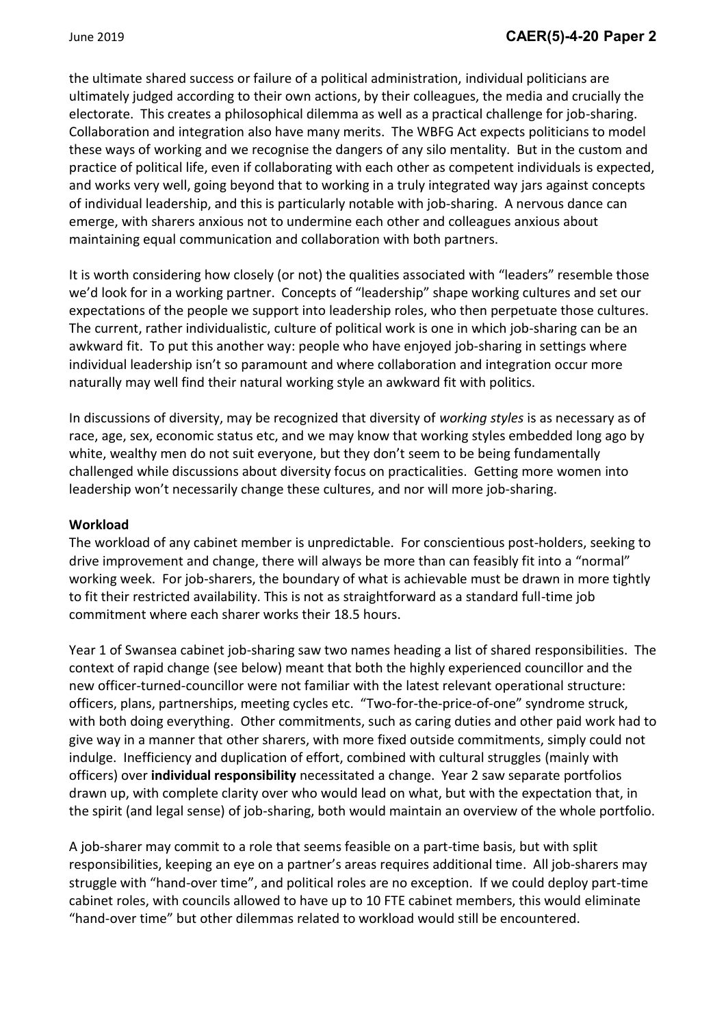the ultimate shared success or failure of a political administration, individual politicians are ultimately judged according to their own actions, by their colleagues, the media and crucially the electorate. This creates a philosophical dilemma as well as a practical challenge for job-sharing. Collaboration and integration also have many merits. The WBFG Act expects politicians to model these ways of working and we recognise the dangers of any silo mentality. But in the custom and practice of political life, even if collaborating with each other as competent individuals is expected, and works very well, going beyond that to working in a truly integrated way jars against concepts of individual leadership, and this is particularly notable with job-sharing. A nervous dance can emerge, with sharers anxious not to undermine each other and colleagues anxious about maintaining equal communication and collaboration with both partners.

It is worth considering how closely (or not) the qualities associated with "leaders" resemble those we'd look for in a working partner. Concepts of "leadership" shape working cultures and set our expectations of the people we support into leadership roles, who then perpetuate those cultures. The current, rather individualistic, culture of political work is one in which job-sharing can be an awkward fit. To put this another way: people who have enjoyed job-sharing in settings where individual leadership isn't so paramount and where collaboration and integration occur more naturally may well find their natural working style an awkward fit with politics.

In discussions of diversity, may be recognized that diversity of *working styles* is as necessary as of race, age, sex, economic status etc, and we may know that working styles embedded long ago by white, wealthy men do not suit everyone, but they don't seem to be being fundamentally challenged while discussions about diversity focus on practicalities. Getting more women into leadership won't necessarily change these cultures, and nor will more job-sharing.

**Workload**

The workload of any cabinet member is unpredictable. For conscientious post-holders, seeking to drive improvement and change, there will always be more than can feasibly fit into a "normal" working week. For job-sharers, the boundary of what is achievable must be drawn in more tightly to fit their restricted availability. This is not as straightforward as a standard full-time job commitment where each sharer works their 18.5 hours.

Year 1 of Swansea cabinet job-sharing saw two names heading a list of shared responsibilities. The context of rapid change (see below) meant that both the highly experienced councillor and the new officer-turned-councillor were not familiar with the latest relevant operational structure: officers, plans, partnerships, meeting cycles etc. "Two-for-the-price-of-one" syndrome struck, with both doing everything. Other commitments, such as caring duties and other paid work had to give way in a manner that other sharers, with more fixed outside commitments, simply could not indulge. Inefficiency and duplication of effort, combined with cultural struggles (mainly with officers) over **individual responsibility** necessitated a change. Year 2 saw separate portfolios drawn up, with complete clarity over who would lead on what, but with the expectation that, in the spirit (and legal sense) of job-sharing, both would maintain an overview of the whole portfolio.

A job-sharer may commit to a role that seems feasible on a part-time basis, but with split responsibilities, keeping an eye on a partner's areas requires additional time. All job-sharers may struggle with "hand-over time", and political roles are no exception. If we could deploy part-time cabinet roles, with councils allowed to have up to 10 FTE cabinet members, this would eliminate "hand-over time" but other dilemmas related to workload would still be encountered.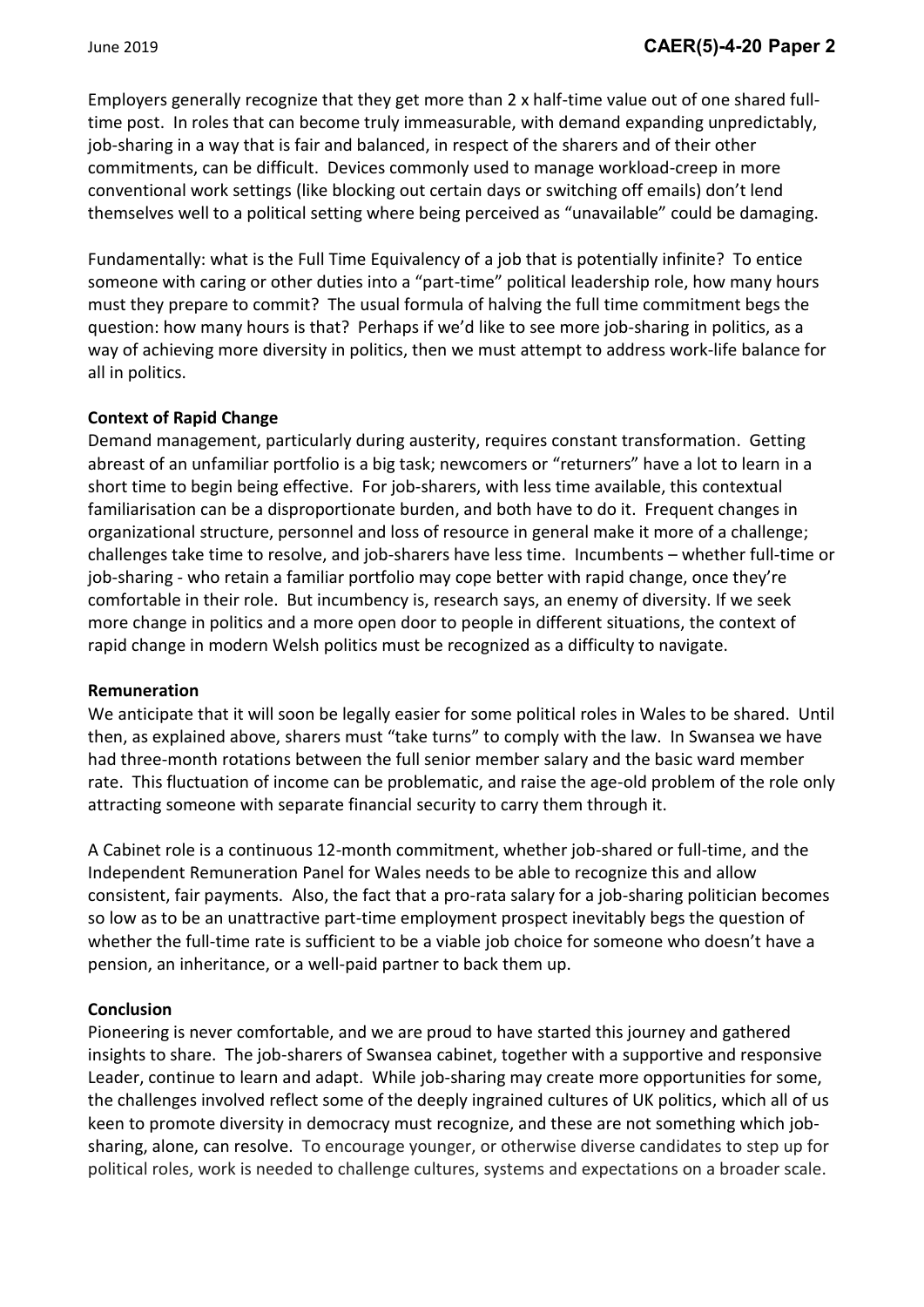Employers generally recognize that they get more than 2 x half-time value out of one shared full-time post. In roles that can become truly immeasurable, with demand expanding unpredictably, job-sharing in a way that is fair and balanced, in respect of the sharers and of their other commitments, can be difficult. Devices commonly used to manage workload-creep in more conventional work settings (like blocking out certain days or switching off emails) don't lend themselves well to a political setting where being perceived as "unavailable" could be damaging.

Fundamentally: what is the Full Time Equivalency of a job that is potentially infinite? To entice someone with caring or other duties into a "part-time" political leadership role, how many hours must they prepare to commit? The usual formula of halving the full time commitment begs the question: how many hours is that? Perhaps if we'd like to see more job-sharing in politics, as a way of achieving more diversity in politics, then we must attempt to address work-life balance for all in politics.

**Context of Rapid Change**

Demand management, particularly during austerity, requires constant transformation. Getting abreast of an unfamiliar portfolio is a big task; newcomers or "returners" have a lot to learn in a short time to begin being effective. For job-sharers, with less time available, this contextual familiarisation can be a disproportionate burden, and both have to do it. Frequent changes in organizational structure, personnel and loss of resource in general make it more of a challenge; challenges take time to resolve, and job-sharers have less time. Incumbents – whether full-time or job-sharing - who retain a familiar portfolio may cope better with rapid change, once they're comfortable in their role. But incumbency is, research says, an enemy of diversity. If we seek more change in politics and a more open door to people in different situations, the context of rapid change in modern Welsh politics must be recognized as a difficulty to navigate.

**Remuneration**

We anticipate that it will soon be legally easier for some political roles in Wales to be shared. Until then, as explained above, sharers must "take turns" to comply with the law. In Swansea we have had three-month rotations between the full senior member salary and the basic ward member rate. This fluctuation of income can be problematic, and raise the age-old problem of the role only attracting someone with separate financial security to carry them through it.

A Cabinet role is a continuous 12-month commitment, whether job-shared or full-time, and the Independent Remuneration Panel for Wales needs to be able to recognize this and allow consistent, fair payments. Also, the fact that a pro-rata salary for a job-sharing politician becomes so low as to be an unattractive part-time employment prospect inevitably begs the question of whether the full-time rate is sufficient to be a viable job choice for someone who doesn't have a pension, an inheritance, or a well-paid partner to back them up.

**Conclusion**

Pioneering is never comfortable, and we are proud to have started this journey and gathered insights to share. The job-sharers of Swansea cabinet, together with a supportive and responsive Leader, continue to learn and adapt. While job-sharing may create more opportunities for some, the challenges involved reflect some of the deeply ingrained cultures of UK politics, which all of us keen to promote diversity in democracy must recognize, and these are not something which job-sharing, alone, can resolve. To encourage younger, or otherwise diverse candidates to step up for political roles, work is needed to challenge cultures, systems and expectations on a broader scale.